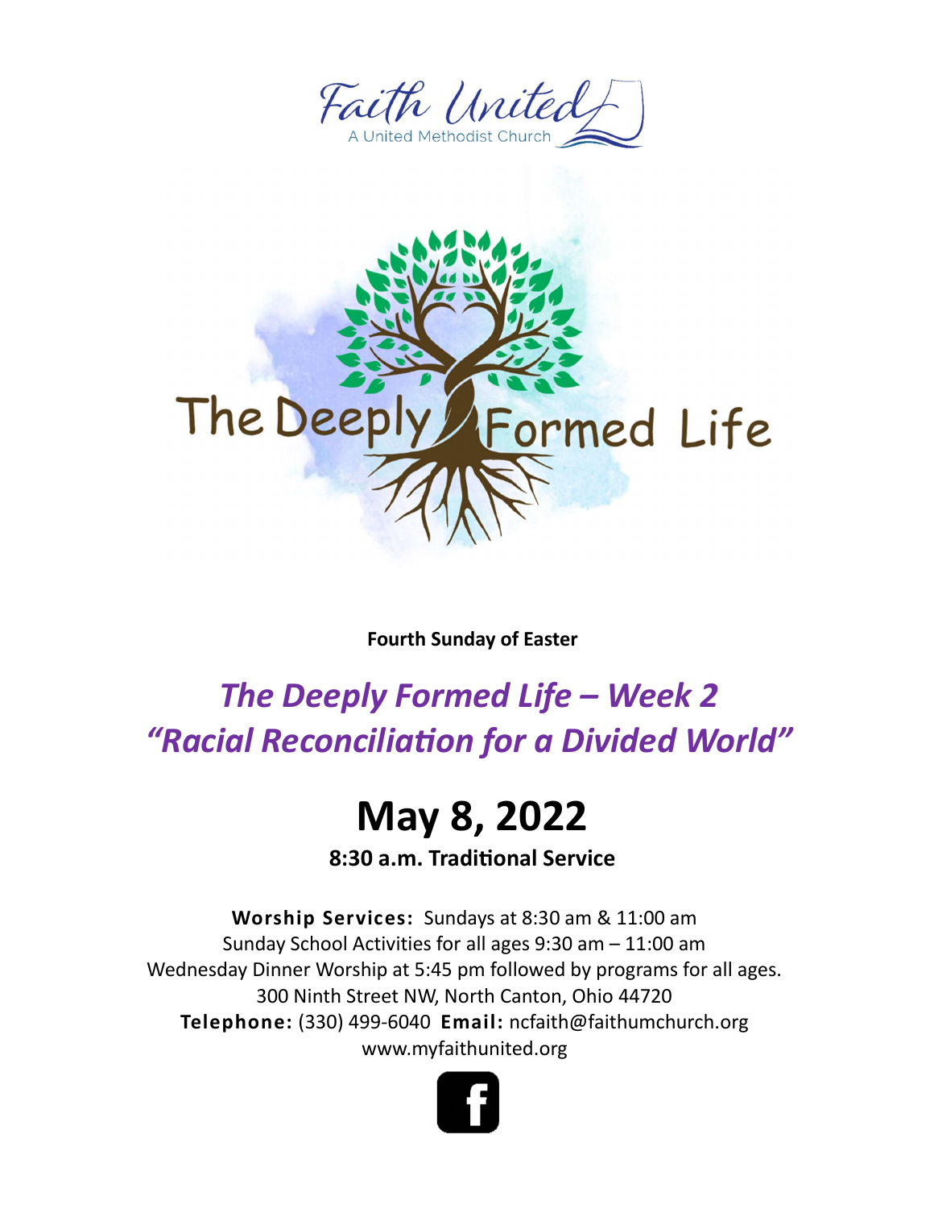Faith United

A United Methodist Church

The Deeply Formed Life

**Fourth Sunday of Easter**

## *The Deeply Formed Life – Week 2*
## *"Racial Reconciliation for a Divided World"*

# May 8, 2022

**8:30 a.m. Traditional Service**

**Worship Services:** Sundays at 8:30 am & 11:00 am
Sunday School Activities for all ages 9:30 am – 11:00 am
Wednesday Dinner Worship at 5:45 pm followed by programs for all ages.
300 Ninth Street NW, North Canton, Ohio 44720
**Telephone:** (330) 499-6040 **Email:** ncfaith@faithumchurch.org
www.myfaithunited.org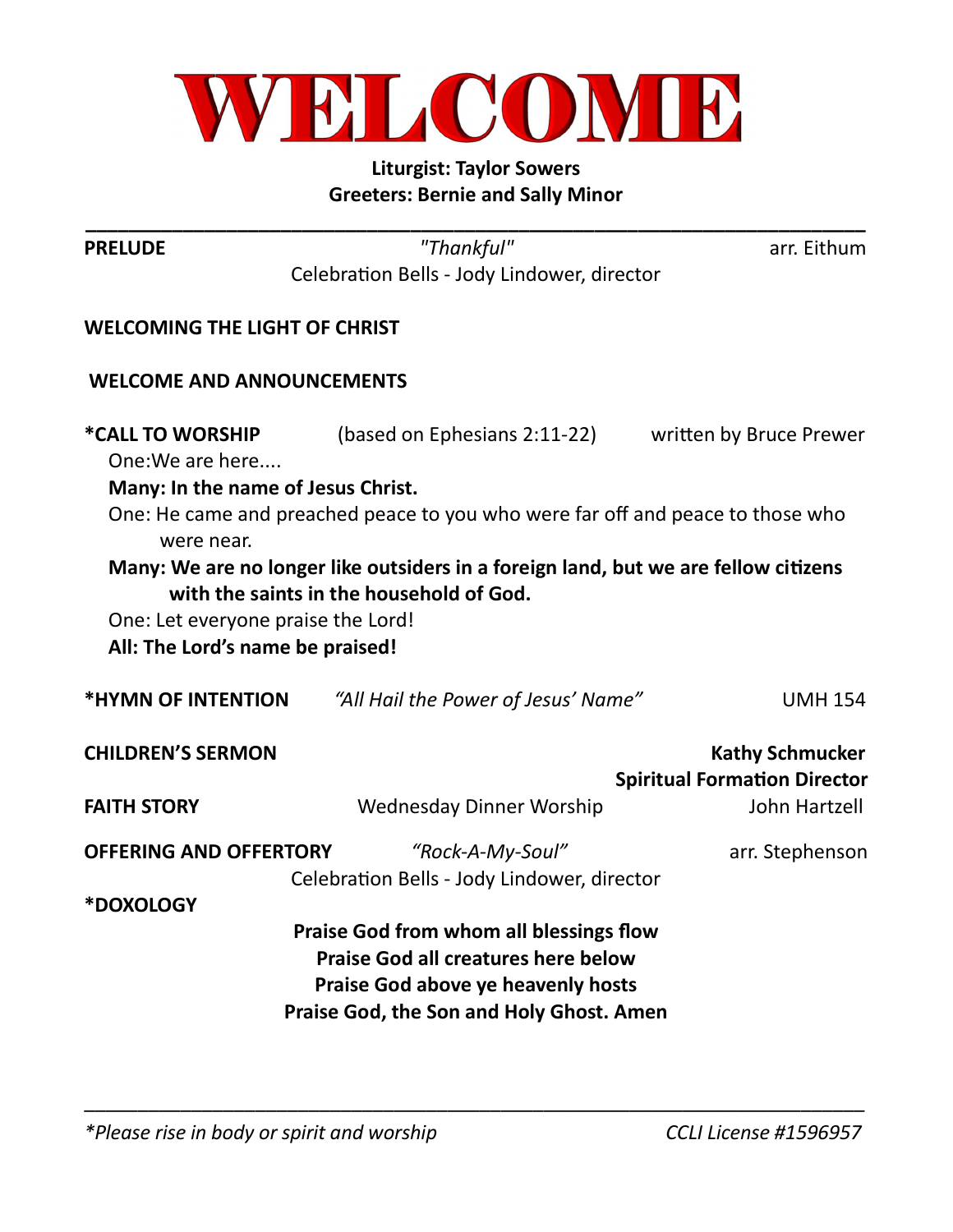# WELCOME

**Liturgist: Taylor Sowers**
**Greeters: Bernie and Sally Minor**

---

**PRELUDE** *"Thankful"* arr. Eithum
Celebration Bells - Jody Lindower, director

**WELCOMING THE LIGHT OF CHRIST**

**WELCOME AND ANNOUNCEMENTS**

**\*CALL TO WORSHIP** (based on Ephesians 2:11-22) written by Bruce Prewer

One:We are here....

**Many: In the name of Jesus Christ.**

One: He came and preached peace to you who were far off and peace to those who were near.

**Many: We are no longer like outsiders in a foreign land, but we are fellow citizens with the saints in the household of God.**

One: Let everyone praise the Lord!

**All: The Lord's name be praised!**

**\*HYMN OF INTENTION** *"All Hail the Power of Jesus' Name"* UMH 154

**CHILDREN'S SERMON** **Kathy Schmucker**
**Spiritual Formation Director**

**FAITH STORY** Wednesday Dinner Worship John Hartzell

**OFFERING AND OFFERTORY** *"Rock-A-My-Soul"* arr. Stephenson
Celebration Bells - Jody Lindower, director

**\*DOXOLOGY**

**Praise God from whom all blessings flow**
**Praise God all creatures here below**
**Praise God above ye heavenly hosts**
**Praise God, the Son and Holy Ghost. Amen**

---

*\*Please rise in body or spirit and worship* *CCLI License #1596957*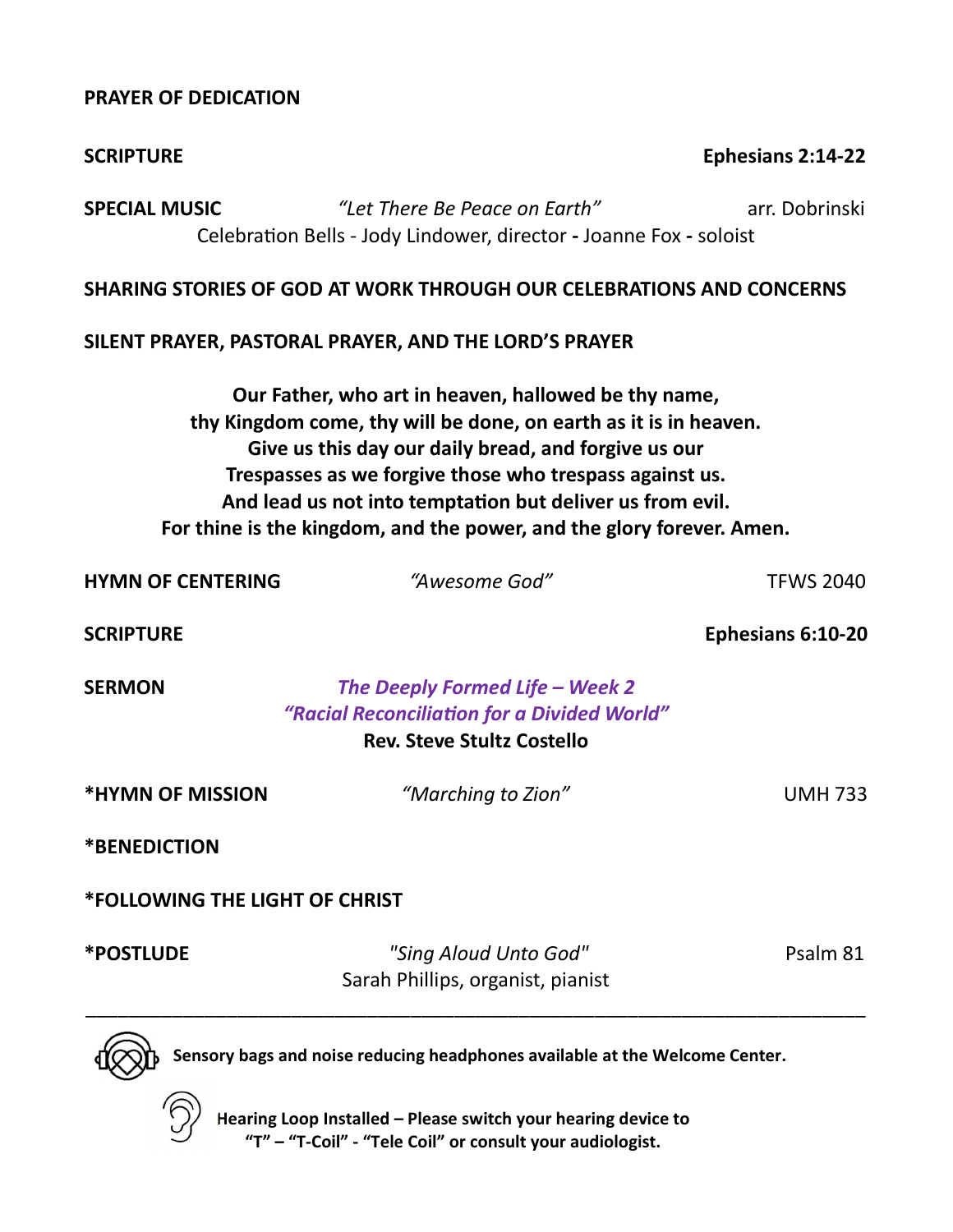**PRAYER OF DEDICATION**

**SCRIPTURE** **Ephesians 2:14-22**

**SPECIAL MUSIC** *"Let There Be Peace on Earth"* arr. Dobrinski
Celebration Bells - Jody Lindower, director - Joanne Fox - soloist

**SHARING STORIES OF GOD AT WORK THROUGH OUR CELEBRATIONS AND CONCERNS**

**SILENT PRAYER, PASTORAL PRAYER, AND THE LORD'S PRAYER**

**Our Father, who art in heaven, hallowed be thy name,**
**thy Kingdom come, thy will be done, on earth as it is in heaven.**
**Give us this day our daily bread, and forgive us our**
**Trespasses as we forgive those who trespass against us.**
**And lead us not into temptation but deliver us from evil.**
**For thine is the kingdom, and the power, and the glory forever. Amen.**

**HYMN OF CENTERING** *"Awesome God"* TFWS 2040

**SCRIPTURE** **Ephesians 6:10-20**

**SERMON** ***The Deeply Formed Life – Week 2***
***"Racial Reconciliation for a Divided World"***
**Rev. Steve Stultz Costello**

**\*HYMN OF MISSION** *"Marching to Zion"* UMH 733

**\*BENEDICTION**

**\*FOLLOWING THE LIGHT OF CHRIST**

**\*POSTLUDE** *"Sing Aloud Unto God"* Psalm 81
Sarah Phillips, organist, pianist

---

**Sensory bags and noise reducing headphones available at the Welcome Center.**

**Hearing Loop Installed – Please switch your hearing device to "T" – "T-Coil" - "Tele Coil" or consult your audiologist.**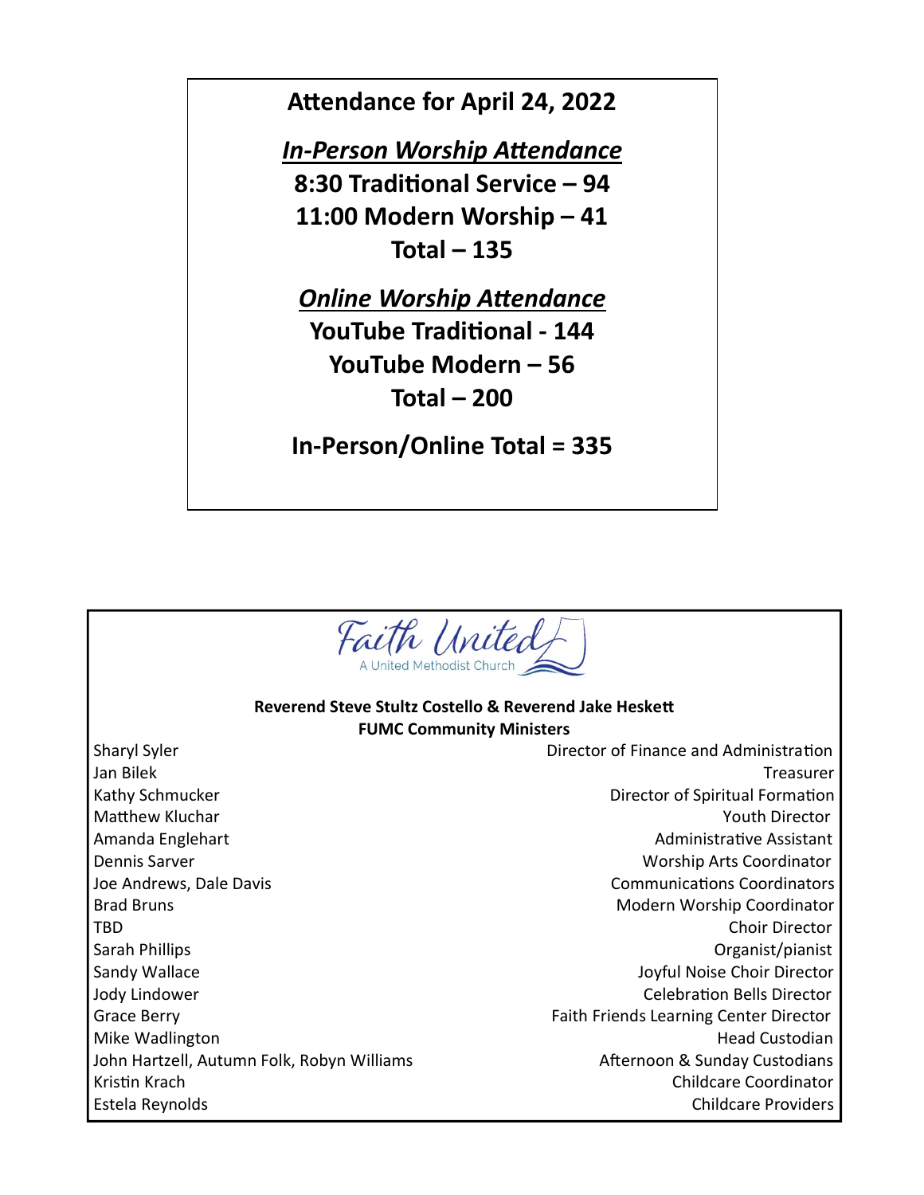**Attendance for April 24, 2022**

***In-Person Worship Attendance***

**8:30 Traditional Service – 94**

**11:00 Modern Worship – 41**

**Total – 135**

***Online Worship Attendance***

**YouTube Traditional - 144**

**YouTube Modern – 56**

**Total – 200**

**In-Person/Online Total = 335**

Faith United

A United Methodist Church

**Reverend Steve Stultz Costello & Reverend Jake Heskett**

**FUMC Community Ministers**

| | |
|---|---|
| Sharyl Syler | Director of Finance and Administration |
| Jan Bilek | Treasurer |
| Kathy Schmucker | Director of Spiritual Formation |
| Matthew Kluchar | Youth Director |
| Amanda Englehart | Administrative Assistant |
| Dennis Sarver | Worship Arts Coordinator |
| Joe Andrews, Dale Davis | Communications Coordinators |
| Brad Bruns | Modern Worship Coordinator |
| TBD | Choir Director |
| Sarah Phillips | Organist/pianist |
| Sandy Wallace | Joyful Noise Choir Director |
| Jody Lindower | Celebration Bells Director |
| Grace Berry | Faith Friends Learning Center Director |
| Mike Wadlington | Head Custodian |
| John Hartzell, Autumn Folk, Robyn Williams | Afternoon & Sunday Custodians |
| Kristin Krach | Childcare Coordinator |
| Estela Reynolds | Childcare Providers |